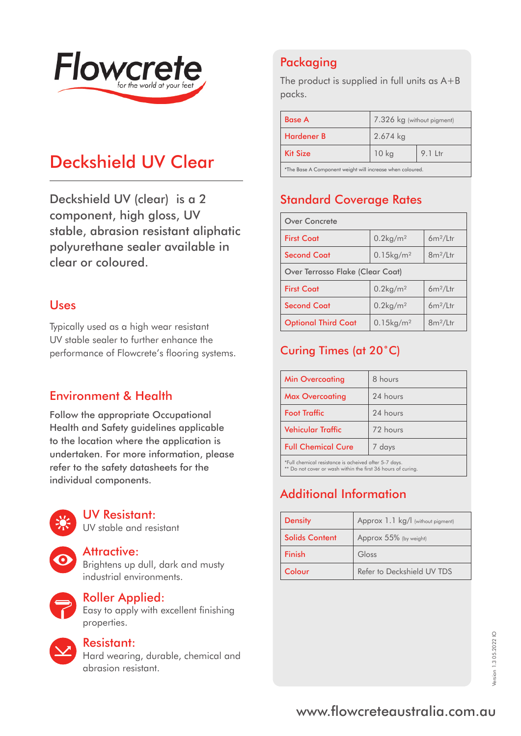Flowcrete
for the world at your feet

# Deckshield UV Clear

Deckshield UV (clear) is a 2 component, high gloss, UV stable, abrasion resistant aliphatic polyurethane sealer available in clear or coloured.

## Uses

Typically used as a high wear resistant UV stable sealer to further enhance the performance of Flowcrete's flooring systems.

## Environment & Health

Follow the appropriate Occupational Health and Safety guidelines applicable to the location where the application is undertaken. For more information, please refer to the safety datasheets for the individual components.

### UV Resistant:
UV stable and resistant

### Attractive:
Brightens up dull, dark and musty industrial environments.

### Roller Applied:
Easy to apply with excellent finishing properties.

### Resistant:
Hard wearing, durable, chemical and abrasion resistant.

## Packaging

The product is supplied in full units as A+B packs.

| | | |
|---|---|---|
| Base A | 7.326 kg (without pigment) | |
| Hardener B | 2.674 kg | |
| Kit Size | 10 kg | 9.1 Ltr |

*The Base A Component weight will increase when coloured.

## Standard Coverage Rates

| Over Concrete | | |
|---|---|---|
| First Coat | 0.2kg/m² | 6m²/Ltr |
| Second Coat | 0.15kg/m² | 8m²/Ltr |
| **Over Terrosso Flake (Clear Coat)** | | |
| First Coat | 0.2kg/m² | 6m²/Ltr |
| Second Coat | 0.2kg/m² | 6m²/Ltr |
| Optional Third Coat | 0.15kg/m² | 8m²/Ltr |

## Curing Times (at 20°C)

| | |
|---|---|
| Min Overcoating | 8 hours |
| Max Overcoating | 24 hours |
| Foot Traffic | 24 hours |
| Vehicular Traffic | 72 hours |
| Full Chemical Cure | 7 days |

*Full chemical resistance is acheived after 5-7 days.
** Do not cover or wash within the first 36 hours of curing.

## Additional Information

| | |
|---|---|
| Density | Approx 1.1 kg/l (without pigment) |
| Solids Content | Approx 55% (by weight) |
| Finish | Gloss |
| Colour | Refer to Deckshield UV TDS |

Version 1.3 05.2022 IO

www.flowcreteaustralia.com.au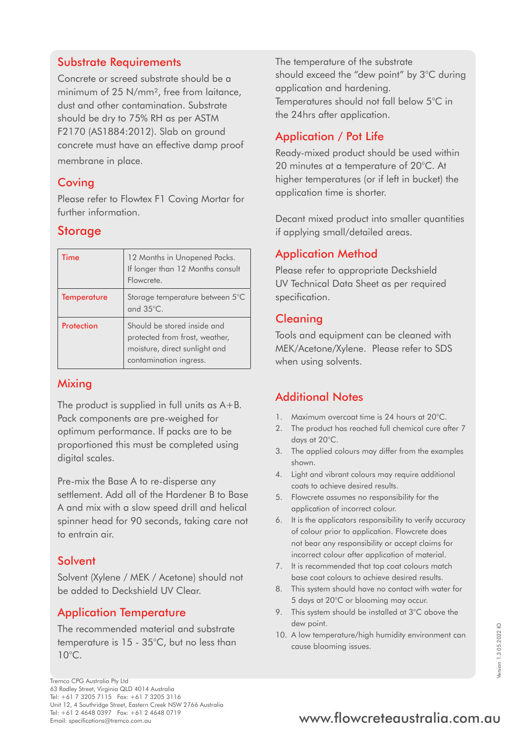## Substrate Requirements

Concrete or screed substrate should be a minimum of 25 N/mm², free from laitance, dust and other contamination. Substrate should be dry to 75% RH as per ASTM F2170 (AS1884:2012). Slab on ground concrete must have an effective damp proof membrane in place.

## Coving

Please refer to Flowtex F1 Coving Mortar for further information.

## Storage

| Time | 12 Months in Unopened Packs. If longer than 12 Months consult Flowcrete. |
|---|---|
| Temperature | Storage temperature between 5°C and 35°C. |
| Protection | Should be stored inside and protected from frost, weather, moisture, direct sunlight and contamination ingress. |

## Mixing

The product is supplied in full units as A+B. Pack components are pre-weighed for optimum performance. If packs are to be proportioned this must be completed using digital scales.

Pre-mix the Base A to re-disperse any settlement. Add all of the Hardener B to Base A and mix with a slow speed drill and helical spinner head for 90 seconds, taking care not to entrain air.

## Solvent

Solvent (Xylene / MEK / Acetone) should not be added to Deckshield UV Clear.

## Application Temperature

The recommended material and substrate temperature is 15 - 35°C, but no less than 10°C.

The temperature of the substrate should exceed the "dew point" by 3°C during application and hardening.
Temperatures should not fall below 5°C in the 24hrs after application.

## Application / Pot Life

Ready-mixed product should be used within 20 minutes at a temperature of 20°C. At higher temperatures (or if left in bucket) the application time is shorter.

Decant mixed product into smaller quantities if applying small/detailed areas.

## Application Method

Please refer to appropriate Deckshield UV Technical Data Sheet as per required specification.

## Cleaning

Tools and equipment can be cleaned with MEK/Acetone/Xylene. Please refer to SDS when using solvents.

## Additional Notes

1. Maximum overcoat time is 24 hours at 20°C.
2. The product has reached full chemical cure after 7 days at 20°C.
3. The applied colours may differ from the examples shown.
4. Light and vibrant colours may require additional coats to achieve desired results.
5. Flowcrete assumes no responsibility for the application of incorrect colour.
6. It is the applicators responsibility to verify accuracy of colour prior to application. Flowcrete does not bear any responsibility or accept claims for incorrect colour after application of material.
7. It is recommended that top coat colours match base coat colours to achieve desired results.
8. This system should have no contact with water for 5 days at 20°C or blooming may occur.
9. This system should be installed at 3°C above the dew point.
10. A low temperature/high humidity environment can cause blooming issues.

Tremco CPG Australia Pty Ltd
63 Radley Street, Virginia QLD 4014 Australia
Tel: +61 7 3205 7115 Fax: +61 7 3205 3116
Unit 12, 4 Southridge Street, Eastern Creek NSW 2766 Australia
Tel: +61 2 4648 0397 Fax: +61 2 4648 0719
Email: specifications@tremco.com.au

www.flowcreteaustralia.com.au

Version 1.3 05.2022 IO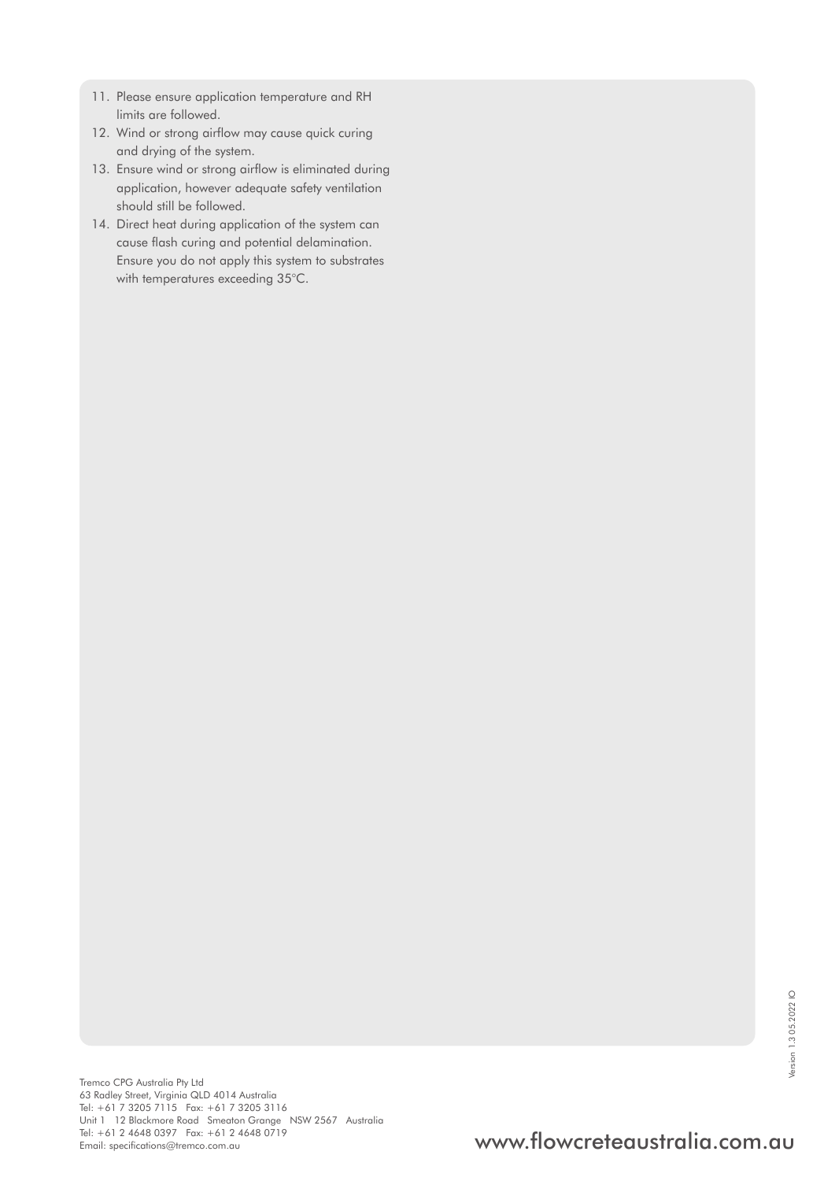11. Please ensure application temperature and RH limits are followed.
12. Wind or strong airflow may cause quick curing and drying of the system.
13. Ensure wind or strong airflow is eliminated during application, however adequate safety ventilation should still be followed.
14. Direct heat during application of the system can cause flash curing and potential delamination. Ensure you do not apply this system to substrates with temperatures exceeding 35°C.

Tremco CPG Australia Pty Ltd
63 Radley Street, Virginia QLD 4014 Australia
Tel: +61 7 3205 7115 Fax: +61 7 3205 3116
Unit 1 12 Blackmore Road Smeaton Grange NSW 2567 Australia
Tel: +61 2 4648 0397 Fax: +61 2 4648 0719
Email: specifications@tremco.com.au

www.flowcreteaustralia.com.au

Version 1.3 05.2022 IO